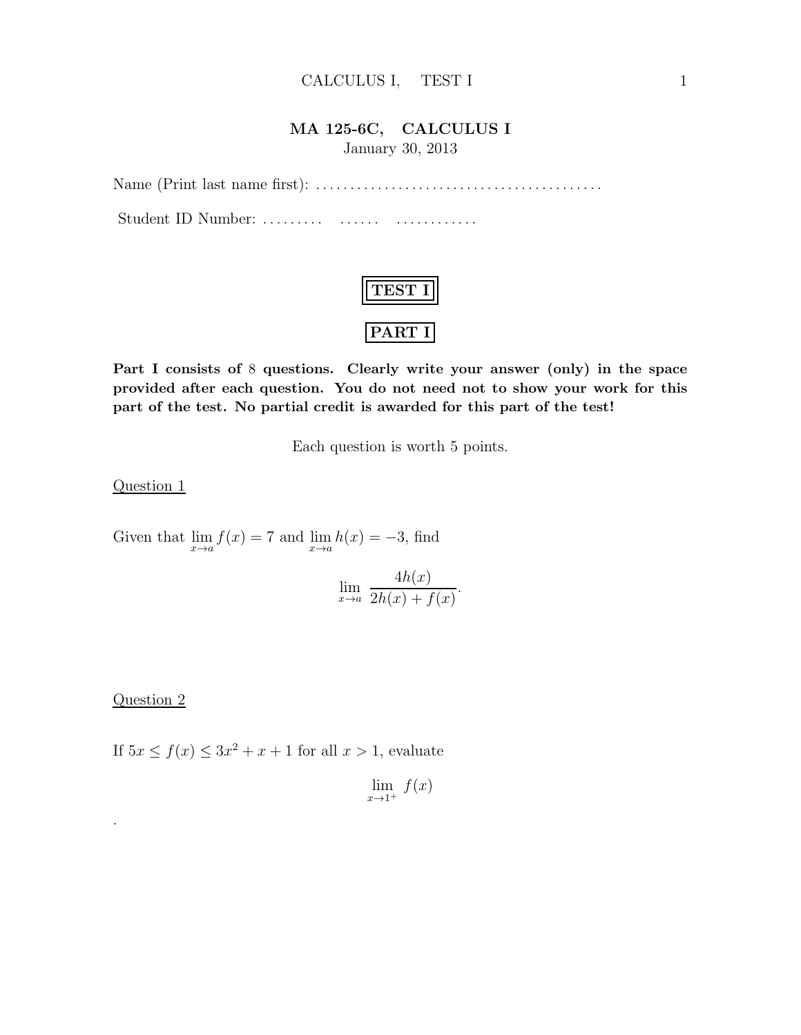# MA 125-6C, CALCULUS I

January 30, 2013

Name (Print last name first): .........................................

Student ID Number: ......... ...... ............

## TEST I

## PART I

**Part I consists of 8 questions. Clearly write your answer (only) in the space provided after each question. You do not need not to show your work for this part of the test. No partial credit is awarded for this part of the test!**

Each question is worth 5 points.

Question 1

Given that $\lim_{x \to a} f(x) = 7$ and $\lim_{x \to a} h(x) = -3$, find

$$\lim_{x \to a} \frac{4h(x)}{2h(x) + f(x)}.$$

Question 2

If $5x \leq f(x) \leq 3x^2 + x + 1$ for all $x > 1$, evaluate

$$\lim_{x \to 1^+} f(x)$$

.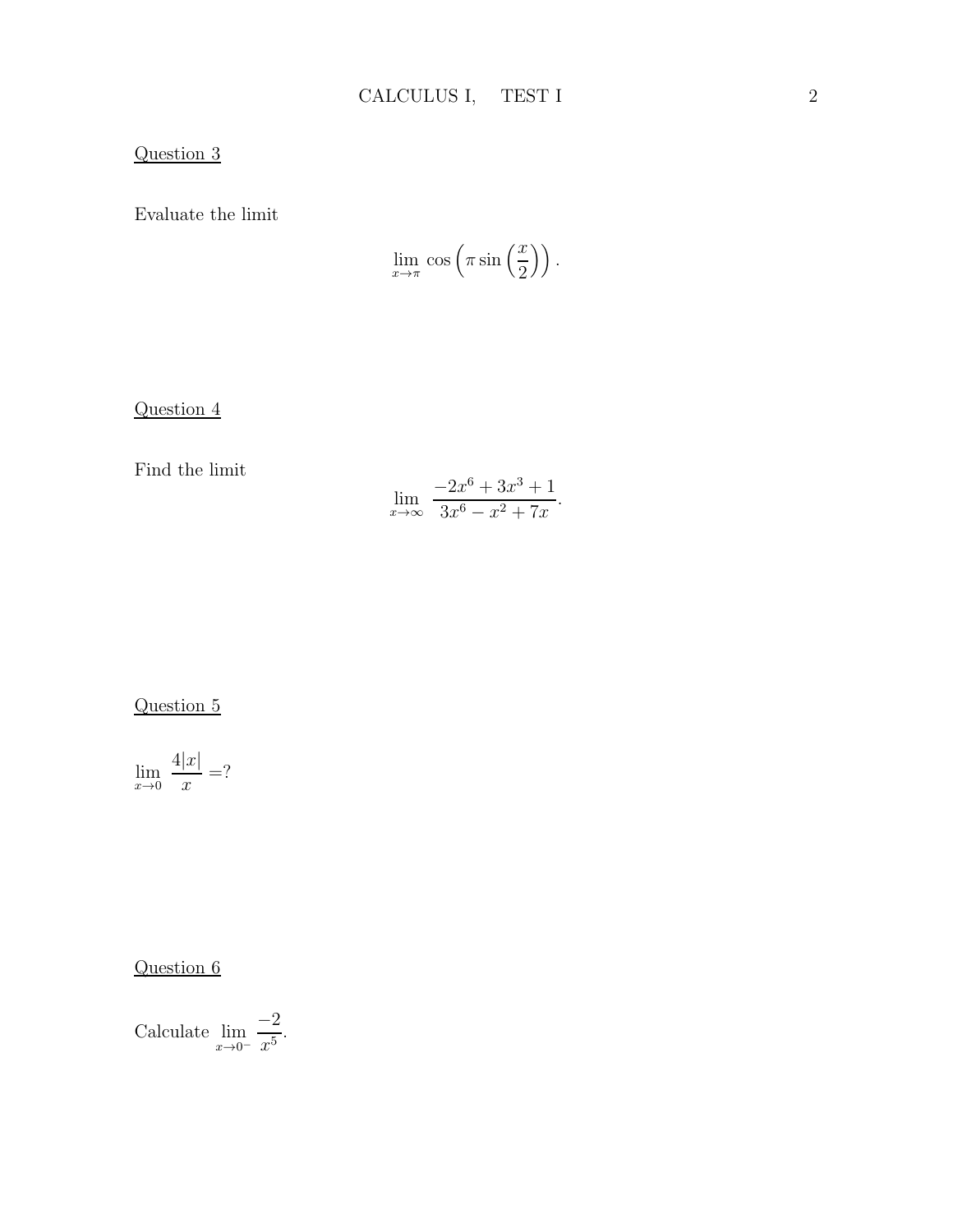Question 3

Evaluate the limit

$$\lim_{x \to \pi} \cos\left(\pi \sin\left(\frac{x}{2}\right)\right).$$

Question 4

Find the limit

$$\lim_{x \to \infty} \frac{-2x^6 + 3x^3 + 1}{3x^6 - x^2 + 7x}.$$

Question 5

$\lim_{x \to 0} \frac{4|x|}{x} =?$

Question 6

Calculate $\lim_{x \to 0^-} \frac{-2}{x^5}$.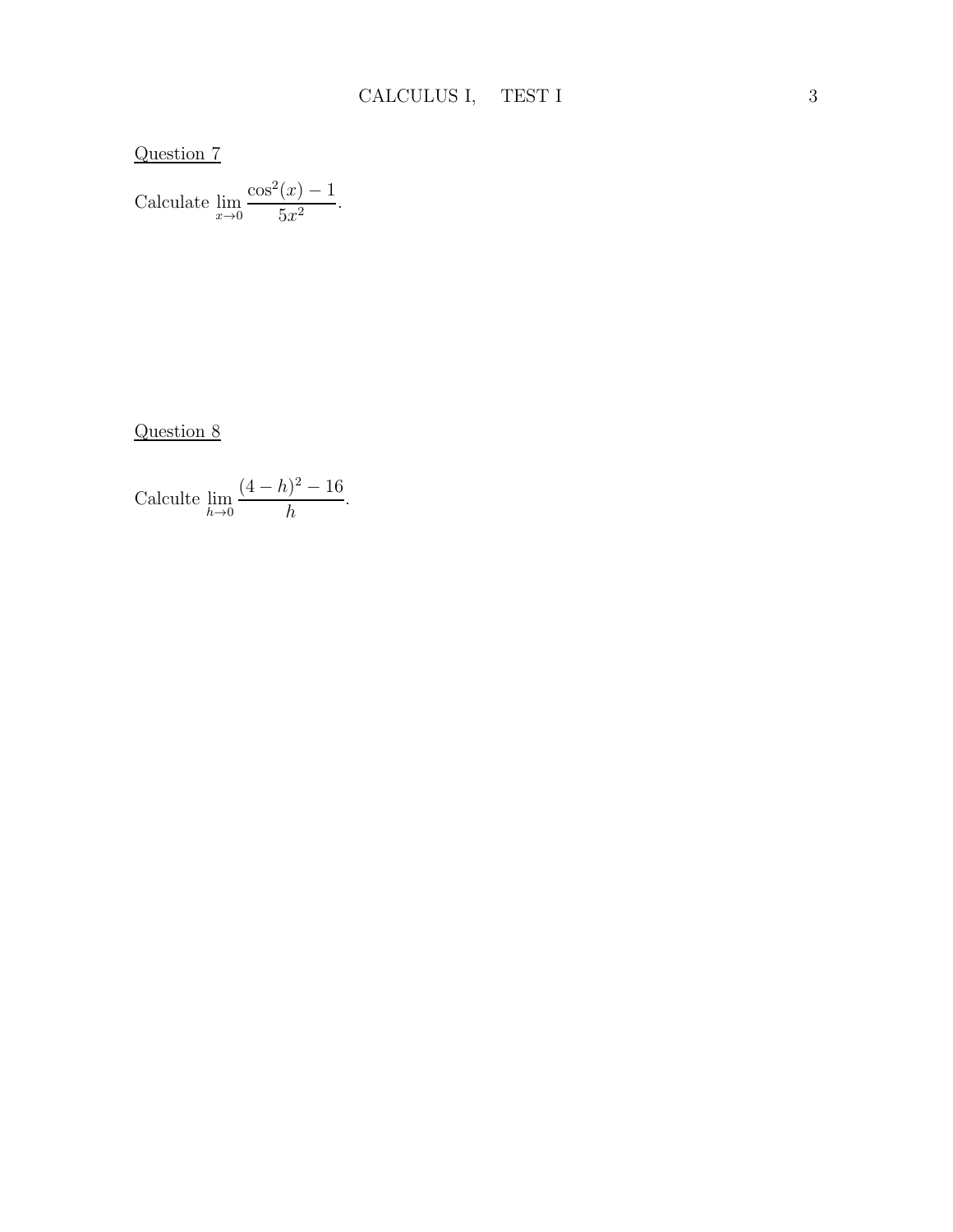<u>Question 7</u>

Calculate $\lim_{x \to 0} \frac{\cos^2(x) - 1}{5x^2}$.

<u>Question 8</u>

Calculte $\lim_{h \to 0} \frac{(4-h)^2 - 16}{h}$.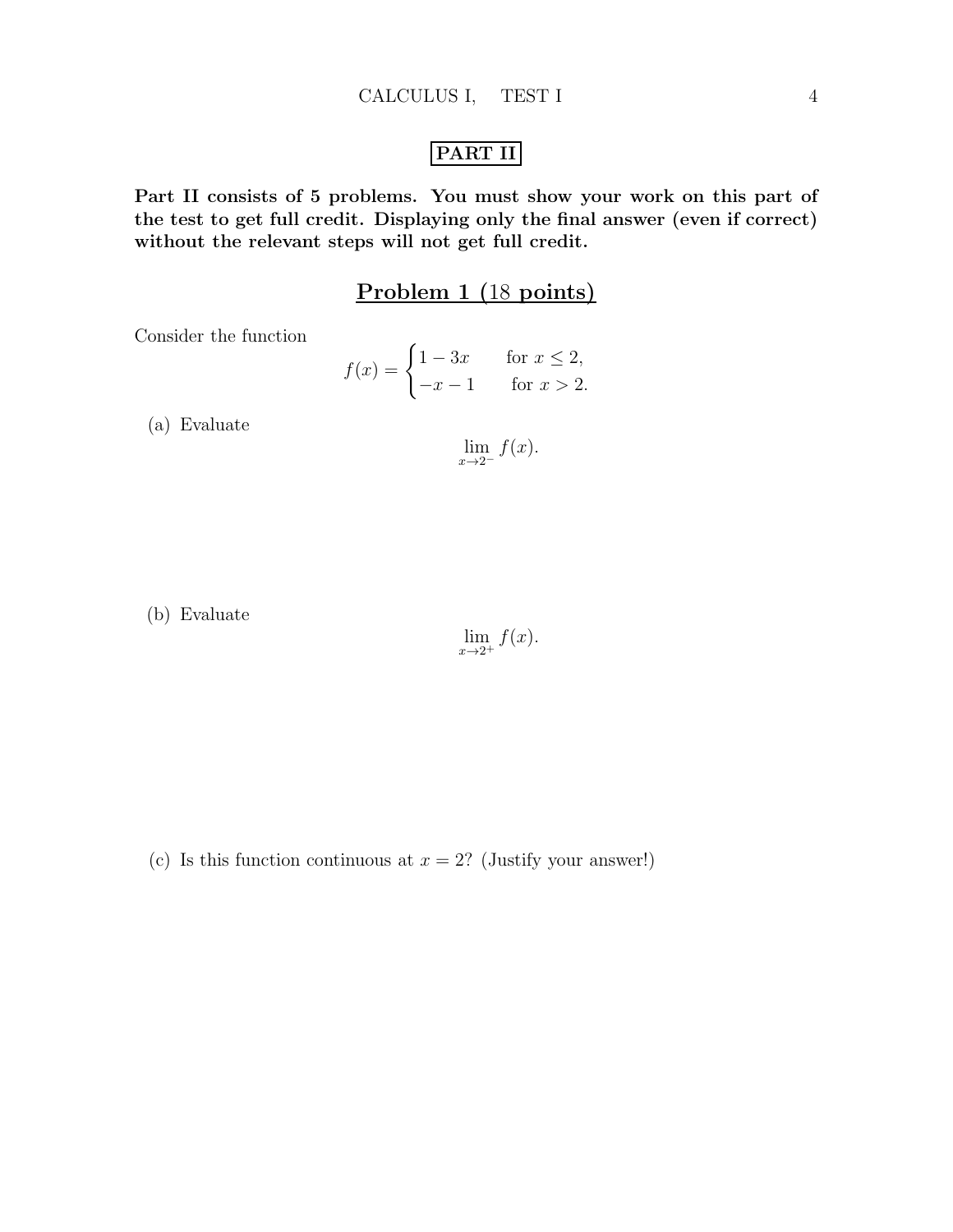## PART II

**Part II consists of 5 problems. You must show your work on this part of the test to get full credit. Displaying only the final answer (even if correct) without the relevant steps will not get full credit.**

## Problem 1 (18 points)

Consider the function

$$f(x) = \begin{cases} 1 - 3x & \text{for } x \leq 2, \\ -x - 1 & \text{for } x > 2. \end{cases}$$

(a) Evaluate

$$\lim_{x \to 2^-} f(x).$$

(b) Evaluate

$$\lim_{x \to 2^+} f(x).$$

(c) Is this function continuous at $x = 2$? (Justify your answer!)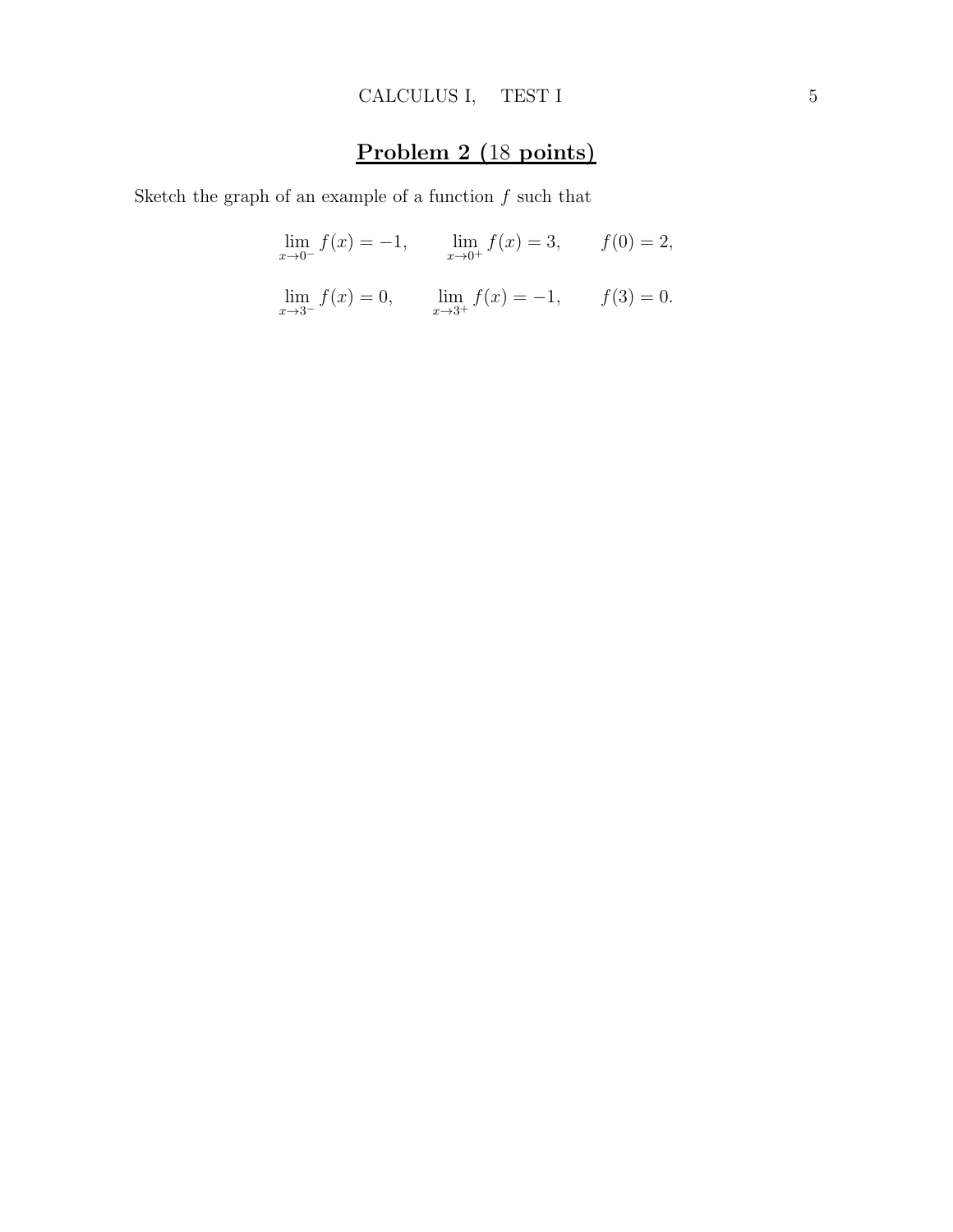## Problem 2 (18 points)

Sketch the graph of an example of a function $f$ such that

$$\lim_{x \to 0^-} f(x) = -1, \qquad \lim_{x \to 0^+} f(x) = 3, \qquad f(0) = 2,$$

$$\lim_{x \to 3^-} f(x) = 0, \qquad \lim_{x \to 3^+} f(x) = -1, \qquad f(3) = 0.$$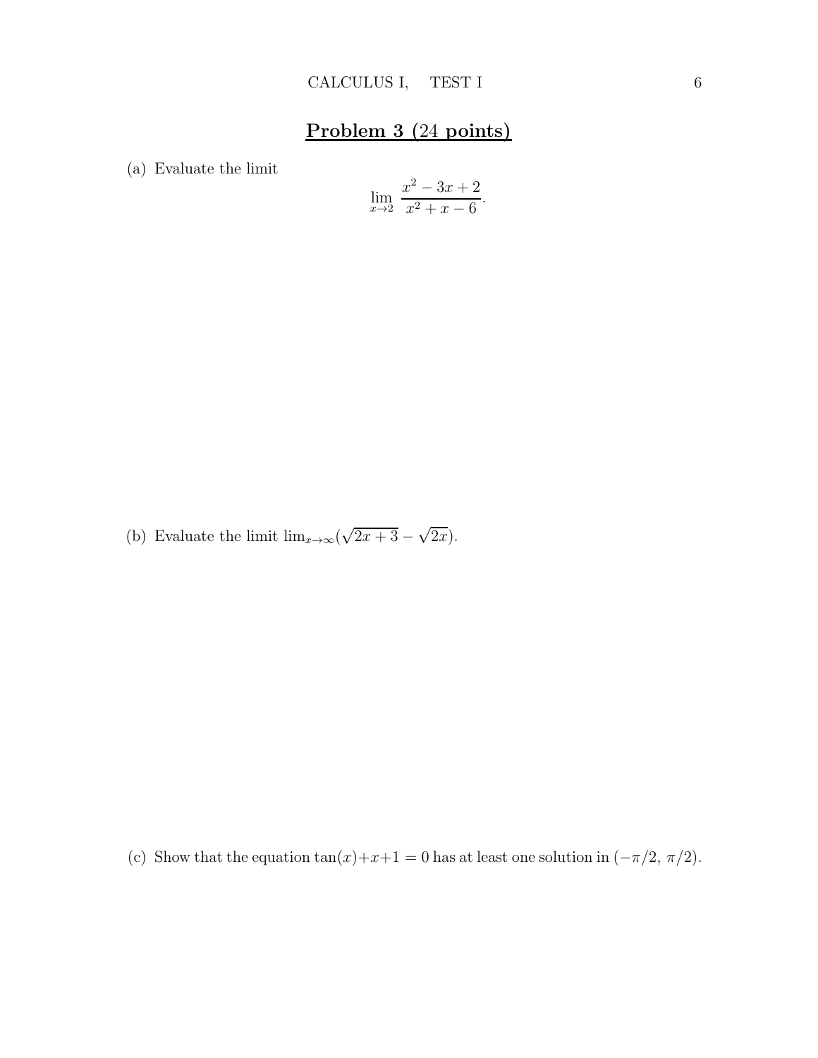## **Problem 3 (24 points)**

(a) Evaluate the limit

$$\lim_{x\to 2} \frac{x^2 - 3x + 2}{x^2 + x - 6}.$$

(b) Evaluate the limit $\lim_{x\to\infty}(\sqrt{2x+3} - \sqrt{2x})$.

(c) Show that the equation $\tan(x)+x+1 = 0$ has at least one solution in $(-\pi/2,\ \pi/2)$.